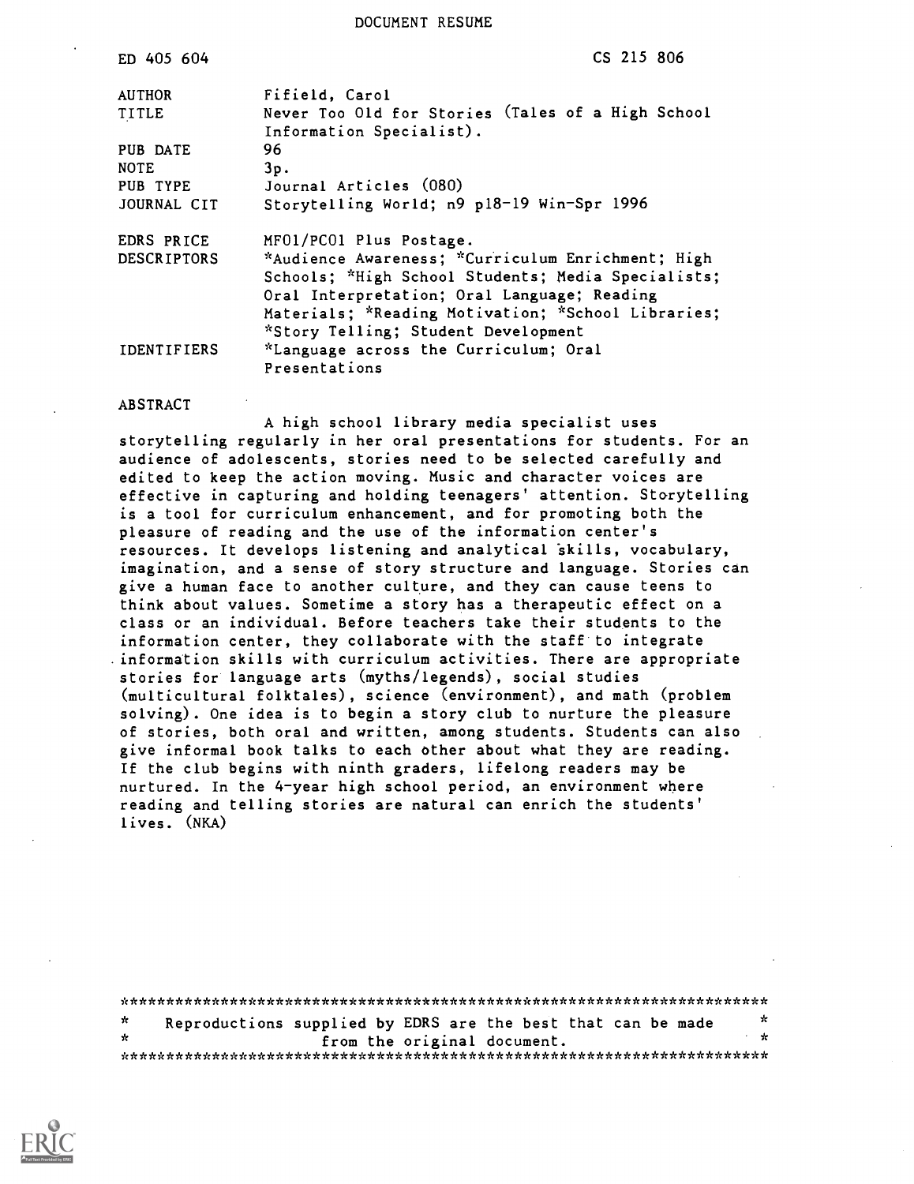DOCUMENT RESUME

ED 405 604 CS 215 806

| | |
|---|---|
| AUTHOR | Fifield, Carol |
| TITLE | Never Too Old for Stories (Tales of a High School Information Specialist). |
| PUB DATE | 96 |
| NOTE | 3p. |
| PUB TYPE | Journal Articles (080) |
| JOURNAL CIT | Storytelling World; n9 p18-19 Win-Spr 1996 |
| EDRS PRICE | MF01/PC01 Plus Postage. |
| DESCRIPTORS | *Audience Awareness; *Curriculum Enrichment; High Schools; *High School Students; Media Specialists; Oral Interpretation; Oral Language; Reading Materials; *Reading Motivation; *School Libraries; *Story Telling; Student Development |
| IDENTIFIERS | *Language across the Curriculum; Oral Presentations |

ABSTRACT

A high school library media specialist uses storytelling regularly in her oral presentations for students. For an audience of adolescents, stories need to be selected carefully and edited to keep the action moving. Music and character voices are effective in capturing and holding teenagers' attention. Storytelling is a tool for curriculum enhancement, and for promoting both the pleasure of reading and the use of the information center's resources. It develops listening and analytical skills, vocabulary, imagination, and a sense of story structure and language. Stories can give a human face to another culture, and they can cause teens to think about values. Sometime a story has a therapeutic effect on a class or an individual. Before teachers take their students to the information center, they collaborate with the staff to integrate information skills with curriculum activities. There are appropriate stories for language arts (myths/legends), social studies (multicultural folktales), science (environment), and math (problem solving). One idea is to begin a story club to nurture the pleasure of stories, both oral and written, among students. Students can also give informal book talks to each other about what they are reading. If the club begins with ninth graders, lifelong readers may be nurtured. In the 4-year high school period, an environment where reading and telling stories are natural can enrich the students' lives. (NKA)

***********************************************************************
* Reproductions supplied by EDRS are the best that can be made *
* from the original document. *
***********************************************************************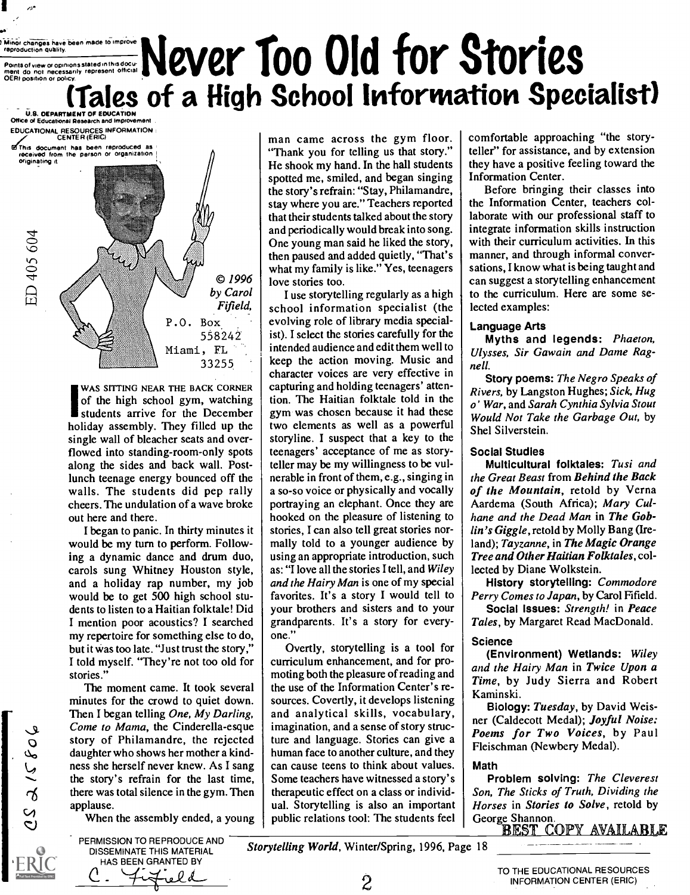# Never Too Old for Stories

## (Tales of a High School Information Specialist)

© 1996 by Carol Fifield, P.O. Box 558242 Miami, FL 33255

I WAS SITTING NEAR THE BACK CORNER of the high school gym, watching students arrive for the December holiday assembly. They filled up the single wall of bleacher seats and overflowed into standing-room-only spots along the sides and back wall. Post-lunch teenage energy bounced off the walls. The students did pep rally cheers. The undulation of a wave broke out here and there.

I began to panic. In thirty minutes it would be my turn to perform. Following a dynamic dance and drum duo, carols sung Whitney Houston style, and a holiday rap number, my job would be to get 500 high school students to listen to a Haitian folktale! Did I mention poor acoustics? I searched my repertoire for something else to do, but it was too late. "Just trust the story," I told myself. "They're not too old for stories."

The moment came. It took several minutes for the crowd to quiet down. Then I began telling *One, My Darling, Come to Mama*, the Cinderella-esque story of Philamandre, the rejected daughter who shows her mother a kindness she herself never knew. As I sang the story's refrain for the last time, there was total silence in the gym. Then applause.

When the assembly ended, a young man came across the gym floor. "Thank you for telling us that story." He shook my hand. In the hall students spotted me, smiled, and began singing the story's refrain: "Stay, Philamandre, stay where you are." Teachers reported that their students talked about the story and periodically would break into song. One young man said he liked the story, then paused and added quietly, "That's what my family is like." Yes, teenagers love stories too.

I use storytelling regularly as a high school information specialist (the evolving role of library media specialist). I select the stories carefully for the intended audience and edit them well to keep the action moving. Music and character voices are very effective in capturing and holding teenagers' attention. The Haitian folktale told in the gym was chosen because it had these two elements as well as a powerful storyline. I suspect that a key to the teenagers' acceptance of me as storyteller may be my willingness to be vulnerable in front of them, e.g., singing in a so-so voice or physically and vocally portraying an elephant. Once they are hooked on the pleasure of listening to stories, I can also tell great stories normally told to a younger audience by using an appropriate introduction, such as: "I love all the stories I tell, and *Wiley and the Hairy Man* is one of my special favorites. It's a story I would tell to your brothers and sisters and to your grandparents. It's a story for everyone."

Overtly, storytelling is a tool for curriculum enhancement, and for promoting both the pleasure of reading and the use of the Information Center's resources. Covertly, it develops listening and analytical skills, vocabulary, imagination, and a sense of story structure and language. Stories can give a human face to another culture, and they can cause teens to think about values. Some teachers have witnessed a story's therapeutic effect on a class or individual. Storytelling is also an important public relations tool: The students feel comfortable approaching "the storyteller" for assistance, and by extension they have a positive feeling toward the Information Center.

Before bringing their classes into the Information Center, teachers collaborate with our professional staff to integrate information skills instruction with their curriculum activities. In this manner, and through informal conversations, I know what is being taught and can suggest a storytelling enhancement to the curriculum. Here are some selected examples:

### Language Arts

**Myths and legends:** *Phaeton, Ulysses, Sir Gawain and Dame Ragnell.*

**Story poems:** *The Negro Speaks of Rivers*, by Langston Hughes; *Sick, Hug o' War*, and *Sarah Cynthia Sylvia Stout Would Not Take the Garbage Out*, by Shel Silverstein.

### Social Studies

**Multicultural folktales:** *Tusi and the Great Beast* from ***Behind the Back of the Mountain***, retold by Verna Aardema (South Africa); *Mary Culhane and the Dead Man* in ***The Goblin's Giggle***, retold by Molly Bang (Ireland); *Tayzanne*, in ***The Magic Orange Tree and Other Haitian Folktales***, collected by Diane Wolkstein.

**History storytelling:** *Commodore Perry Comes to Japan*, by Carol Fifield.

**Social Issues:** *Strength!* in *Peace Tales*, by Margaret Read MacDonald.

### Science

**(Environment) Wetlands:** *Wiley and the Hairy Man* in ***Twice Upon a Time***, by Judy Sierra and Robert Kaminski.

**Biology:** *Tuesday*, by David Weisner (Caldecott Medal); ***Joyful Noise: Poems for Two Voices***, by Paul Fleischman (Newbery Medal).

### Math

**Problem solving:** *The Cleverest Son, The Sticks of Truth, Dividing the Horses* in ***Stories to Solve***, retold by George Shannon.

*Storytelling World*, Winter/Spring, 1996, Page 18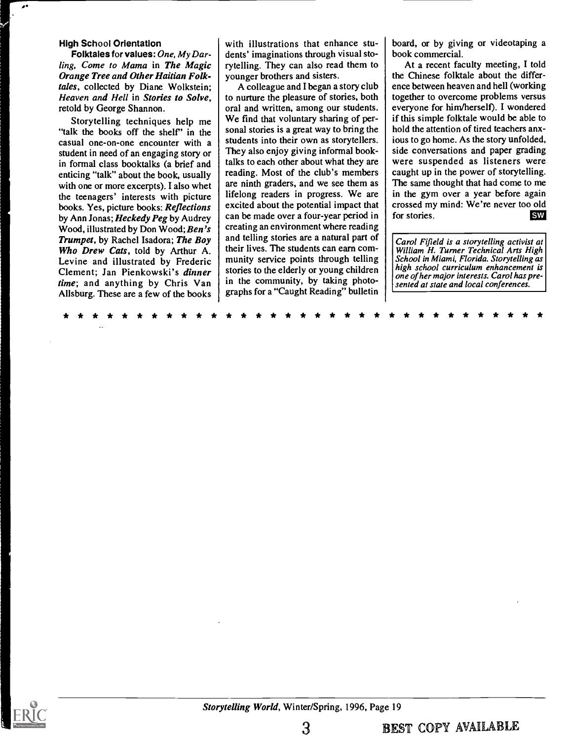**High School Orientation**

**Folktales for values:** *One, My Darling, Come to Mama* in ***The Magic Orange Tree and Other Haitian Folktales***, collected by Diane Wolkstein; *Heaven and Hell* in ***Stories to Solve***, retold by George Shannon.

Storytelling techniques help me "talk the books off the shelf" in the casual one-on-one encounter with a student in need of an engaging story or in formal class booktalks (a brief and enticing "talk" about the book, usually with one or more excerpts). I also whet the teenagers' interests with picture books. Yes, picture books: ***Reflections*** by Ann Jonas; ***Heckedy Peg*** by Audrey Wood, illustrated by Don Wood; ***Ben's Trumpet***, by Rachel Isadora; ***The Boy Who Drew Cats***, told by Arthur A. Levine and illustrated by Frederic Clement; Jan Pienkowski's ***dinner time***; and anything by Chris Van Allsburg. These are a few of the books with illustrations that enhance students' imaginations through visual storytelling. They can also read them to younger brothers and sisters.

A colleague and I began a story club to nurture the pleasure of stories, both oral and written, among our students. We find that voluntary sharing of personal stories is a great way to bring the students into their own as storytellers. They also enjoy giving informal booktalks to each other about what they are reading. Most of the club's members are ninth graders, and we see them as lifelong readers in progress. We are excited about the potential impact that can be made over a four-year period in creating an environment where reading and telling stories are a natural part of their lives. The students can earn community service points through telling stories to the elderly or young children in the community, by taking photographs for a "Caught Reading" bulletin board, or by giving or videotaping a book commercial.

At a recent faculty meeting, I told the Chinese folktale about the difference between heaven and hell (working together to overcome problems versus everyone for him/herself). I wondered if this simple folktale would be able to hold the attention of tired teachers anxious to go home. As the story unfolded, side conversations and paper grading were suspended as listeners were caught up in the power of storytelling. The same thought that had come to me in the gym over a year before again crossed my mind: We're never too old for stories. **SW**

*Carol Fifield is a storytelling activist at William H. Turner Technical Arts High School in Miami, Florida. Storytelling as high school curriculum enhancement is one of her major interests. Carol has presented at state and local conferences.*

* * * * * * * * * * * * * * * * * * * * * * * * * * * * * * * * * * *

*Storytelling World*, Winter/Spring, 1996, Page 19

BEST COPY AVAILABLE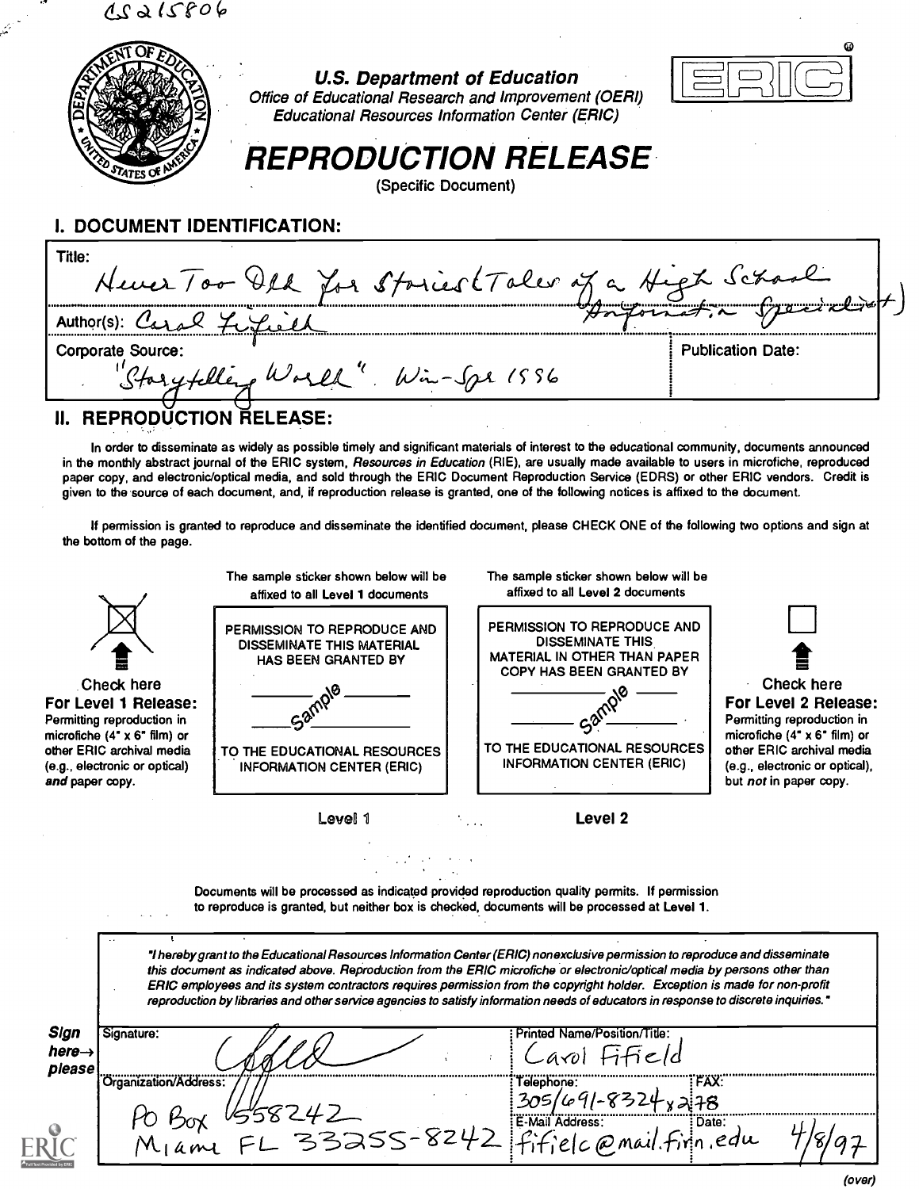CS215806

**U.S. Department of Education**
*Office of Educational Research and Improvement (OERI)*
*Educational Resources Information Center (ERIC)*

ERIC

# REPRODUCTION RELEASE

(Specific Document)

## I. DOCUMENT IDENTIFICATION:

Title: Never Too Old for Stories (Tales of a High School Information Specialist)

Author(s): Carol Fifield

Corporate Source: "Storytelling World". Win-Spr 1996

Publication Date:

## II. REPRODUCTION RELEASE:

In order to disseminate as widely as possible timely and significant materials of interest to the educational community, documents announced in the monthly abstract journal of the ERIC system, *Resources in Education* (RIE), are usually made available to users in microfiche, reproduced paper copy, and electronic/optical media, and sold through the ERIC Document Reproduction Service (EDRS) or other ERIC vendors. Credit is given to the source of each document, and, if reproduction release is granted, one of the following notices is affixed to the document.

If permission is granted to reproduce and disseminate the identified document, please CHECK ONE of the following two options and sign at the bottom of the page.

| | The sample sticker shown below will be affixed to all **Level 1** documents | The sample sticker shown below will be affixed to all **Level 2** documents | |
|---|---|---|---|
| [X] Check here **For Level 1 Release:** Permitting reproduction in microfiche (4" x 6" film) or other ERIC archival media (e.g., electronic or optical) ***and*** paper copy. | PERMISSION TO REPRODUCE AND DISSEMINATE THIS MATERIAL HAS BEEN GRANTED BY _____ Sample _____ TO THE EDUCATIONAL RESOURCES INFORMATION CENTER (ERIC) | PERMISSION TO REPRODUCE AND DISSEMINATE THIS MATERIAL IN OTHER THAN PAPER COPY HAS BEEN GRANTED BY _____ Sample _____ TO THE EDUCATIONAL RESOURCES INFORMATION CENTER (ERIC) | [ ] Check here **For Level 2 Release:** Permitting reproduction in microfiche (4" x 6" film) or other ERIC archival media (e.g., electronic or optical), but ***not*** in paper copy. |
| | **Level 1** | **Level 2** | |

Documents will be processed as indicated provided reproduction quality permits. If permission to reproduce is granted, but neither box is checked, documents will be processed at Level 1.

*"I hereby grant to the Educational Resources Information Center (ERIC) nonexclusive permission to reproduce and disseminate this document as indicated above. Reproduction from the ERIC microfiche or electronic/optical media by persons other than ERIC employees and its system contractors requires permission from the copyright holder. Exception is made for non-profit reproduction by libraries and other service agencies to satisfy information needs of educators in response to discrete inquiries."*

**Sign here→ please**

| Signature: [signature] | Printed Name/Position/Title: Carol Fifield | |
|---|---|---|
| Organization/Address: PO Box 558242 Miami FL 33255-8242 | Telephone: 305/691-8324 x 278 | FAX: |
| | E-Mail Address: fifielc@mail.firn.edu | Date: 4/8/97 |

(over)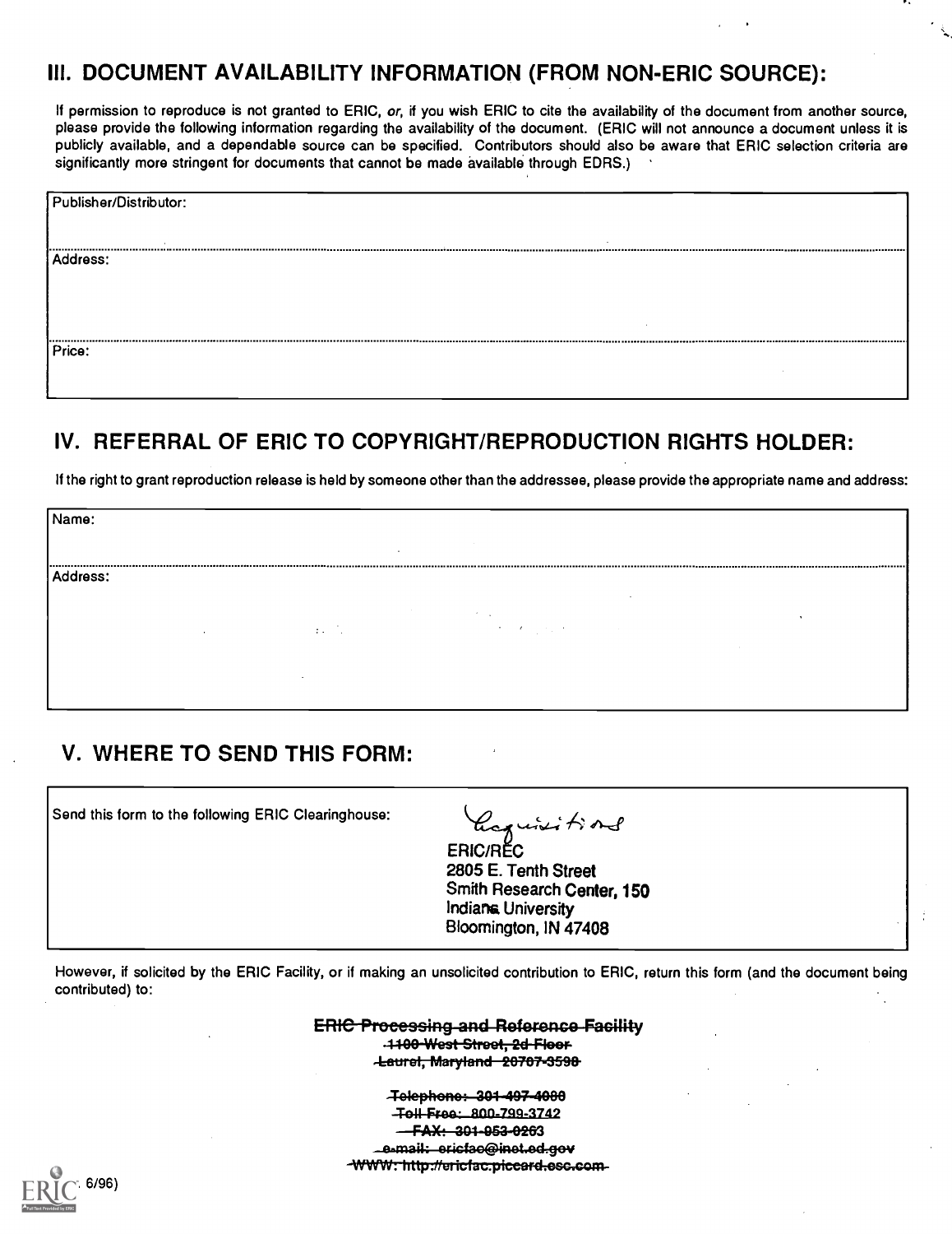## III. DOCUMENT AVAILABILITY INFORMATION (FROM NON-ERIC SOURCE):

If permission to reproduce is not granted to ERIC, *or*, if you wish ERIC to cite the availability of the document from another source, please provide the following information regarding the availability of the document. (ERIC will not announce a document unless it is publicly available, and a dependable source can be specified. Contributors should also be aware that ERIC selection criteria are significantly more stringent for documents that cannot be made available through EDRS.)

Publisher/Distributor:

Address:

Price:

## IV. REFERRAL OF ERIC TO COPYRIGHT/REPRODUCTION RIGHTS HOLDER:

If the right to grant reproduction release is held by someone other than the addressee, please provide the appropriate name and address:

Name:

Address:

## V. WHERE TO SEND THIS FORM:

Send this form to the following ERIC Clearinghouse:

Acquisitions
ERIC/REC
2805 E. Tenth Street
Smith Research Center, 150
Indiana University
Bloomington, IN 47408

However, if solicited by the ERIC Facility, or if making an unsolicited contribution to ERIC, return this form (and the document being contributed) to:

~~ERIC Processing and Reference Facility~~
~~1100 West Street, 2d Floor~~
~~Laurel, Maryland 20707-3598~~

~~Telephone: 301-497-4080~~
~~Toll Free: 800-799-3742~~
~~FAX: 301-953-0263~~
~~e-mail: ericfac@inet.ed.gov~~
~~WWW: http://ericfac.piccard.csc.com~~

(Rev. 6/96)